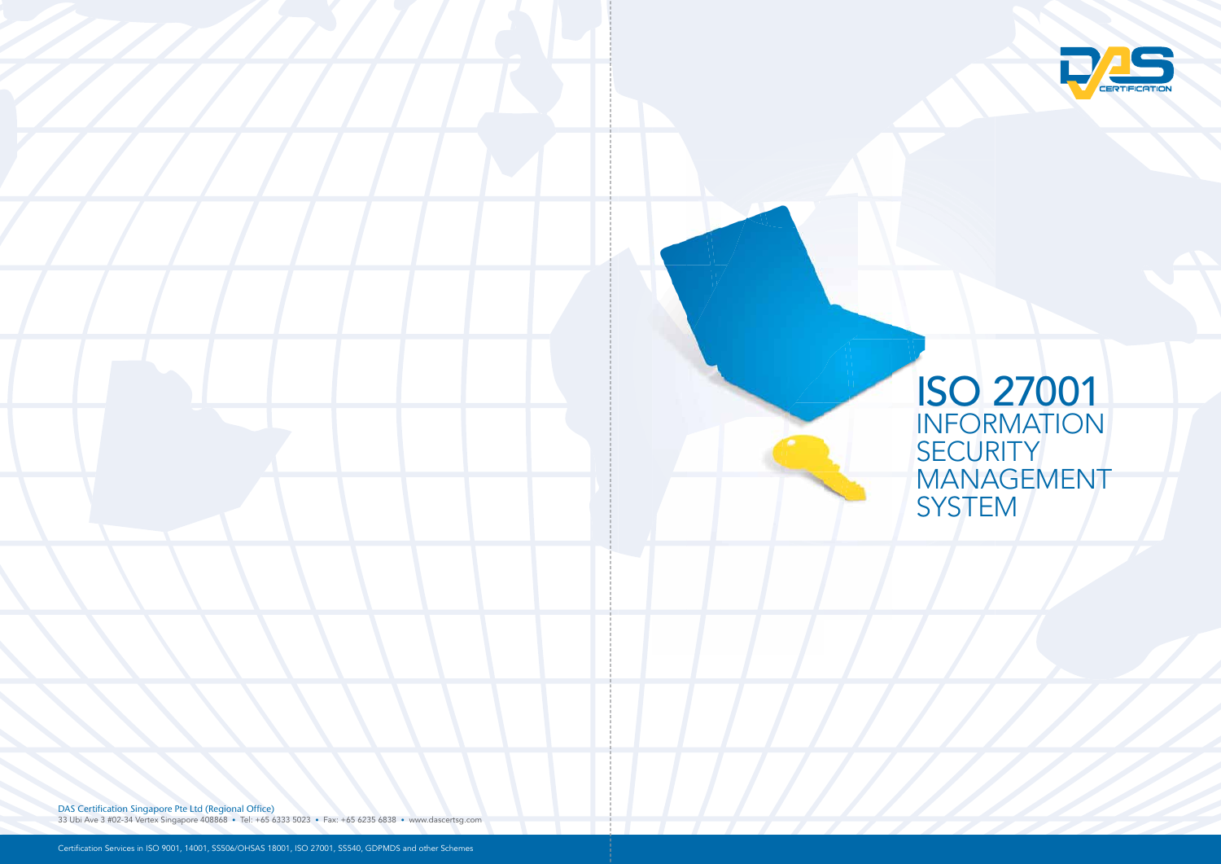# ISO 27001

## INFORMATION SECURITY MANAGEMENT SYSTEM

DAS Certification Singapore Pte Ltd (Regional Office)
33 Ubi Ave 3 #02-34 Vertex Singapore 408868 • Tel: +65 6333 5023 • Fax: +65 6235 6838 • www.dascertsg.com

Certification Services in ISO 9001, 14001, SS506/OHSAS 18001, ISO 27001, SS540, GDPMDS and other Schemes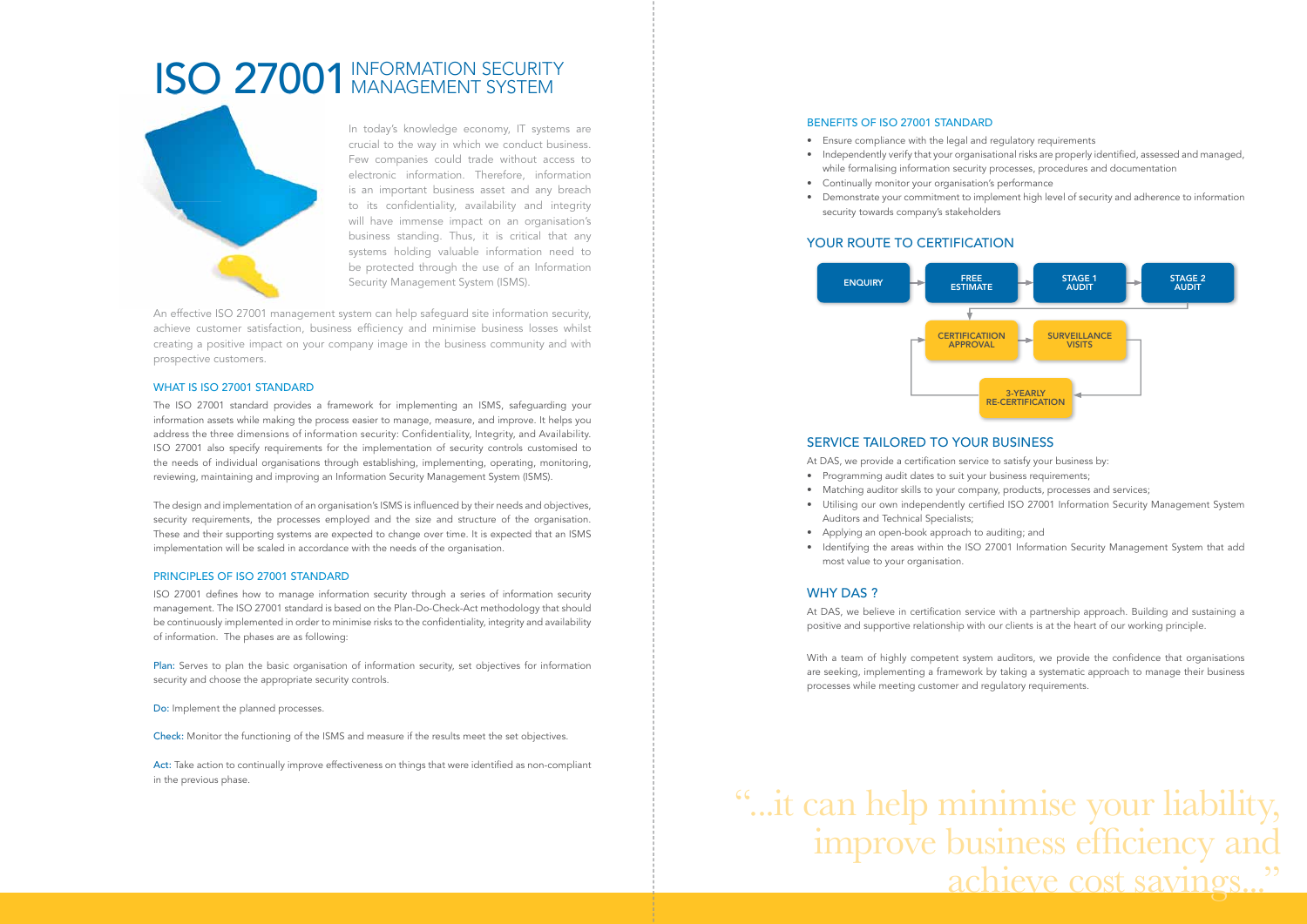# ISO 27001 INFORMATION SECURITY MANAGEMENT SYSTEM

In today's knowledge economy, IT systems are crucial to the way in which we conduct business. Few companies could trade without access to electronic information. Therefore, information is an important business asset and any breach to its confidentiality, availability and integrity will have immense impact on an organisation's business standing. Thus, it is critical that any systems holding valuable information need to be protected through the use of an Information Security Management System (ISMS).

An effective ISO 27001 management system can help safeguard site information security, achieve customer satisfaction, business efficiency and minimise business losses whilst creating a positive impact on your company image in the business community and with prospective customers.

## WHAT IS ISO 27001 STANDARD

The ISO 27001 standard provides a framework for implementing an ISMS, safeguarding your information assets while making the process easier to manage, measure, and improve. It helps you address the three dimensions of information security: Confidentiality, Integrity, and Availability. ISO 27001 also specify requirements for the implementation of security controls customised to the needs of individual organisations through establishing, implementing, operating, monitoring, reviewing, maintaining and improving an Information Security Management System (ISMS).

The design and implementation of an organisation's ISMS is influenced by their needs and objectives, security requirements, the processes employed and the size and structure of the organisation. These and their supporting systems are expected to change over time. It is expected that an ISMS implementation will be scaled in accordance with the needs of the organisation.

## PRINCIPLES OF ISO 27001 STANDARD

ISO 27001 defines how to manage information security through a series of information security management. The ISO 27001 standard is based on the Plan-Do-Check-Act methodology that should be continuously implemented in order to minimise risks to the confidentiality, integrity and availability of information. The phases are as following:

Plan: Serves to plan the basic organisation of information security, set objectives for information security and choose the appropriate security controls.

Do: Implement the planned processes.

Check: Monitor the functioning of the ISMS and measure if the results meet the set objectives.

Act: Take action to continually improve effectiveness on things that were identified as non-compliant in the previous phase.

## BENEFITS OF ISO 27001 STANDARD

- Ensure compliance with the legal and regulatory requirements
- Independently verify that your organisational risks are properly identified, assessed and managed, while formalising information security processes, procedures and documentation
- Continually monitor your organisation's performance
- Demonstrate your commitment to implement high level of security and adherence to information security towards company's stakeholders

## YOUR ROUTE TO CERTIFICATION

ENQUIRY
FREE ESTIMATE
STAGE 1 AUDIT
STAGE 2 AUDIT
CERTIFICATIION APPROVAL
SURVEILLANCE VISITS
3-YEARLY RE-CERTIFICATION

## SERVICE TAILORED TO YOUR BUSINESS

At DAS, we provide a certification service to satisfy your business by:

- Programming audit dates to suit your business requirements;
- Matching auditor skills to your company, products, processes and services;
- Utilising our own independently certified ISO 27001 Information Security Management System Auditors and Technical Specialists;
- Applying an open-book approach to auditing; and
- Identifying the areas within the ISO 27001 Information Security Management System that add most value to your organisation.

## WHY DAS ?

At DAS, we believe in certification service with a partnership approach. Building and sustaining a positive and supportive relationship with our clients is at the heart of our working principle.

With a team of highly competent system auditors, we provide the confidence that organisations are seeking, implementing a framework by taking a systematic approach to manage their business processes while meeting customer and regulatory requirements.

*"...it can help minimise your liability, improve business efficiency and achieve cost savings..."*